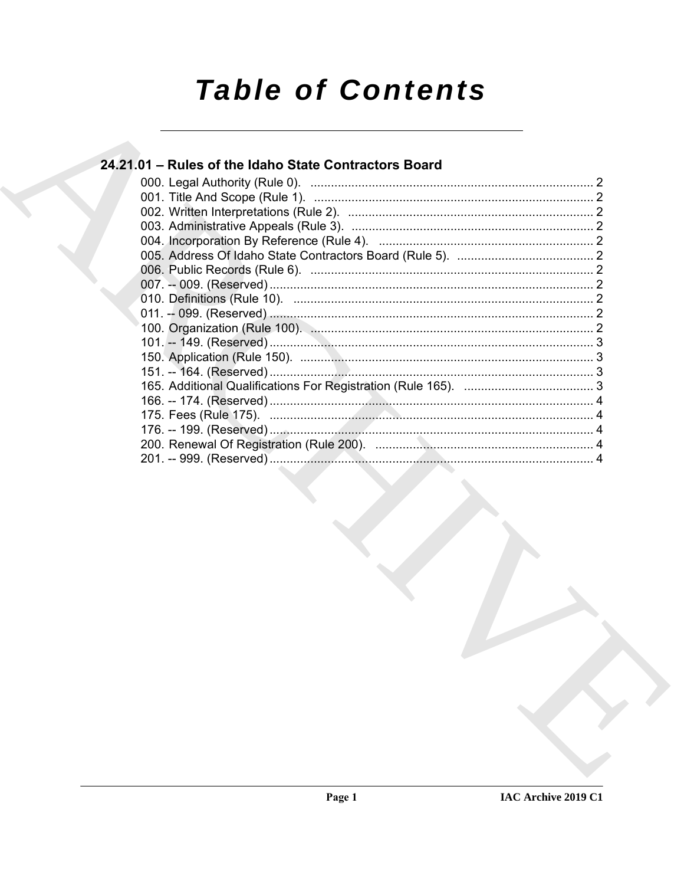# Table of Contents

## 24.21.01 – Rules of the Idaho State Contractors Board

000. Legal Authority (Rule 0). .................................................................................. 2
001. Title And Scope (Rule 1). .................................................................................. 2
002. Written Interpretations (Rule 2). ........................................................................ 2
003. Administrative Appeals (Rule 3). ....................................................................... 2
004. Incorporation By Reference (Rule 4). ............................................................... 2
005. Address Of Idaho State Contractors Board (Rule 5). ........................................ 2
006. Public Records (Rule 6). ................................................................................... 2
007. -- 009. (Reserved) ............................................................................................... 2
010. Definitions (Rule 10). ........................................................................................ 2
011. -- 099. (Reserved) ............................................................................................... 2
100. Organization (Rule 100). ................................................................................... 2
101. -- 149. (Reserved) ............................................................................................... 3
150. Application (Rule 150). ...................................................................................... 3
151. -- 164. (Reserved) ............................................................................................... 3
165. Additional Qualifications For Registration (Rule 165). ...................................... 3
166. -- 174. (Reserved) ............................................................................................... 4
175. Fees (Rule 175). ............................................................................................... 4
176. -- 199. (Reserved) ............................................................................................... 4
200. Renewal Of Registration (Rule 200). ................................................................ 4
201. -- 999. (Reserved) ............................................................................................... 4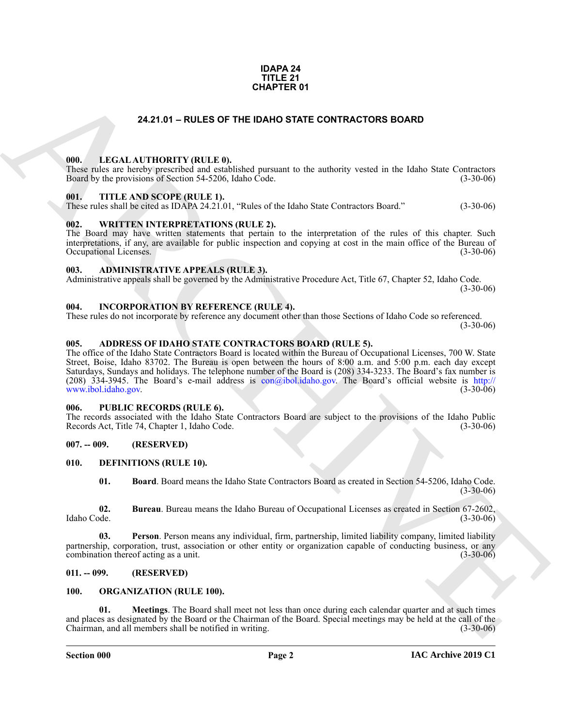**IDAPA 24**
**TITLE 21**
**CHAPTER 01**

## 24.21.01 – RULES OF THE IDAHO STATE CONTRACTORS BOARD

### 000. LEGAL AUTHORITY (RULE 0).

These rules are hereby prescribed and established pursuant to the authority vested in the Idaho State Contractors Board by the provisions of Section 54-5206, Idaho Code. (3-30-06)

### 001. TITLE AND SCOPE (RULE 1).

These rules shall be cited as IDAPA 24.21.01, "Rules of the Idaho State Contractors Board." (3-30-06)

### 002. WRITTEN INTERPRETATIONS (RULE 2).

The Board may have written statements that pertain to the interpretation of the rules of this chapter. Such interpretations, if any, are available for public inspection and copying at cost in the main office of the Bureau of Occupational Licenses. (3-30-06)

### 003. ADMINISTRATIVE APPEALS (RULE 3).

Administrative appeals shall be governed by the Administrative Procedure Act, Title 67, Chapter 52, Idaho Code. (3-30-06)

### 004. INCORPORATION BY REFERENCE (RULE 4).

These rules do not incorporate by reference any document other than those Sections of Idaho Code so referenced. (3-30-06)

### 005. ADDRESS OF IDAHO STATE CONTRACTORS BOARD (RULE 5).

The office of the Idaho State Contractors Board is located within the Bureau of Occupational Licenses, 700 W. State Street, Boise, Idaho 83702. The Bureau is open between the hours of 8:00 a.m. and 5:00 p.m. each day except Saturdays, Sundays and holidays. The telephone number of the Board is (208) 334-3233. The Board's fax number is (208) 334-3945. The Board's e-mail address is con@ibol.idaho.gov. The Board's official website is http://www.ibol.idaho.gov. (3-30-06)

### 006. PUBLIC RECORDS (RULE 6).

The records associated with the Idaho State Contractors Board are subject to the provisions of the Idaho Public Records Act, Title 74, Chapter 1, Idaho Code. (3-30-06)

### 007. -- 009. (RESERVED)

### 010. DEFINITIONS (RULE 10).

**01. Board**. Board means the Idaho State Contractors Board as created in Section 54-5206, Idaho Code. (3-30-06)

**02. Bureau**. Bureau means the Idaho Bureau of Occupational Licenses as created in Section 67-2602, Idaho Code. (3-30-06)

**03. Person**. Person means any individual, firm, partnership, limited liability company, limited liability partnership, corporation, trust, association or other entity or organization capable of conducting business, or any combination thereof acting as a unit. (3-30-06)

### 011. -- 099. (RESERVED)

### 100. ORGANIZATION (RULE 100).

**01. Meetings**. The Board shall meet not less than once during each calendar quarter and at such times and places as designated by the Board or the Chairman of the Board. Special meetings may be held at the call of the Chairman, and all members shall be notified in writing. (3-30-06)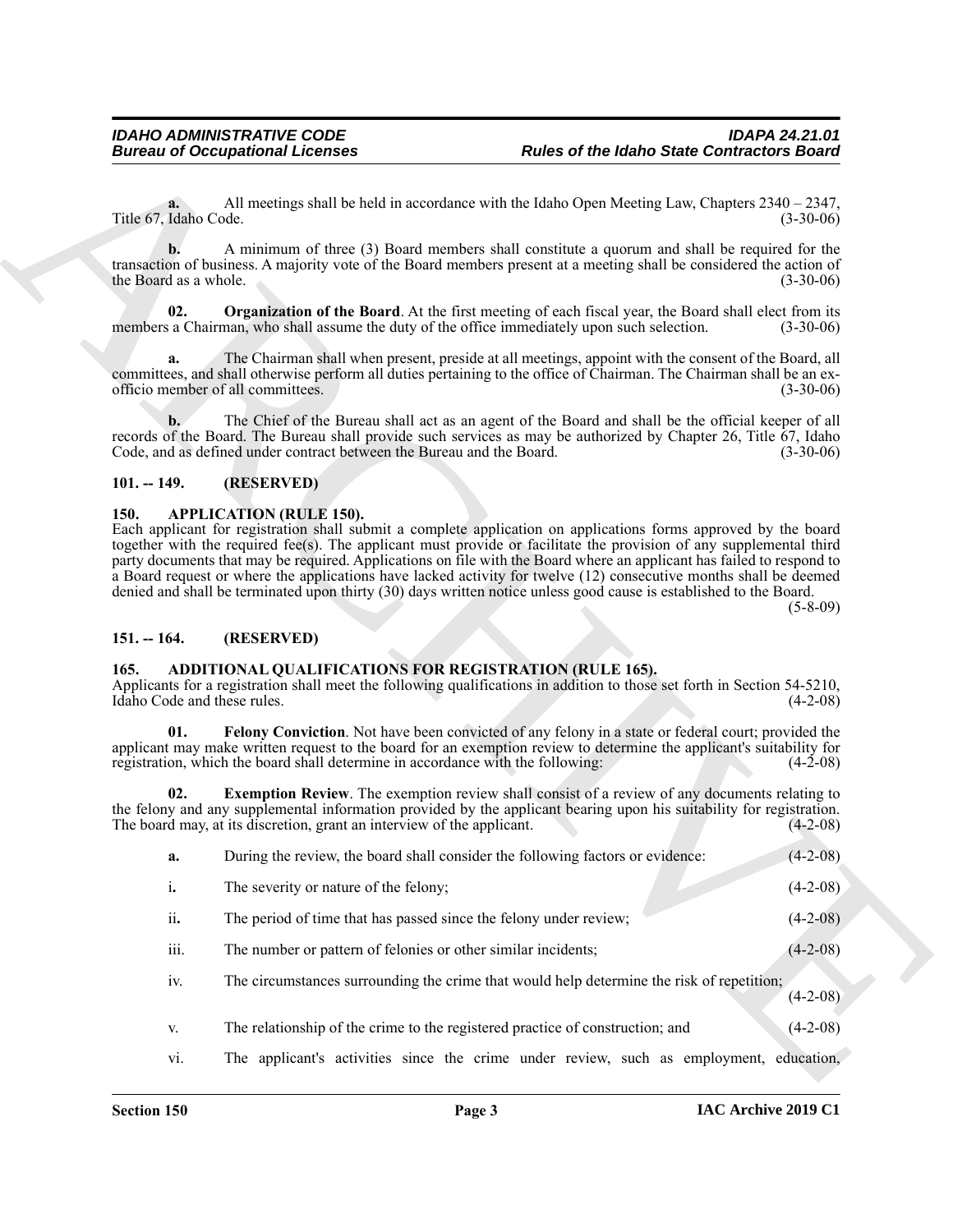**a.** All meetings shall be held in accordance with the Idaho Open Meeting Law, Chapters 2340 – 2347, Title 67, Idaho Code. (3-30-06)

**b.** A minimum of three (3) Board members shall constitute a quorum and shall be required for the transaction of business. A majority vote of the Board members present at a meeting shall be considered the action of the Board as a whole. (3-30-06)

**02. Organization of the Board**. At the first meeting of each fiscal year, the Board shall elect from its members a Chairman, who shall assume the duty of the office immediately upon such selection. (3-30-06)

**a.** The Chairman shall when present, preside at all meetings, appoint with the consent of the Board, all committees, and shall otherwise perform all duties pertaining to the office of Chairman. The Chairman shall be an ex-officio member of all committees. (3-30-06)

**b.** The Chief of the Bureau shall act as an agent of the Board and shall be the official keeper of all records of the Board. The Bureau shall provide such services as may be authorized by Chapter 26, Title 67, Idaho Code, and as defined under contract between the Bureau and the Board. (3-30-06)

## 101. -- 149. (RESERVED)

## 150. APPLICATION (RULE 150).

Each applicant for registration shall submit a complete application on applications forms approved by the board together with the required fee(s). The applicant must provide or facilitate the provision of any supplemental third party documents that may be required. Applications on file with the Board where an applicant has failed to respond to a Board request or where the applications have lacked activity for twelve (12) consecutive months shall be deemed denied and shall be terminated upon thirty (30) days written notice unless good cause is established to the Board. (5-8-09)

## 151. -- 164. (RESERVED)

## 165. ADDITIONAL QUALIFICATIONS FOR REGISTRATION (RULE 165).

Applicants for a registration shall meet the following qualifications in addition to those set forth in Section 54-5210, Idaho Code and these rules. (4-2-08)

**01. Felony Conviction**. Not have been convicted of any felony in a state or federal court; provided the applicant may make written request to the board for an exemption review to determine the applicant's suitability for registration, which the board shall determine in accordance with the following: (4-2-08)

**02. Exemption Review**. The exemption review shall consist of a review of any documents relating to the felony and any supplemental information provided by the applicant bearing upon his suitability for registration. The board may, at its discretion, grant an interview of the applicant. (4-2-08)

**a.** During the review, the board shall consider the following factors or evidence: (4-2-08)

i. The severity or nature of the felony; (4-2-08)

ii. The period of time that has passed since the felony under review; (4-2-08)

iii. The number or pattern of felonies or other similar incidents; (4-2-08)

iv. The circumstances surrounding the crime that would help determine the risk of repetition; (4-2-08)

v. The relationship of the crime to the registered practice of construction; and (4-2-08)

vi. The applicant's activities since the crime under review, such as employment, education,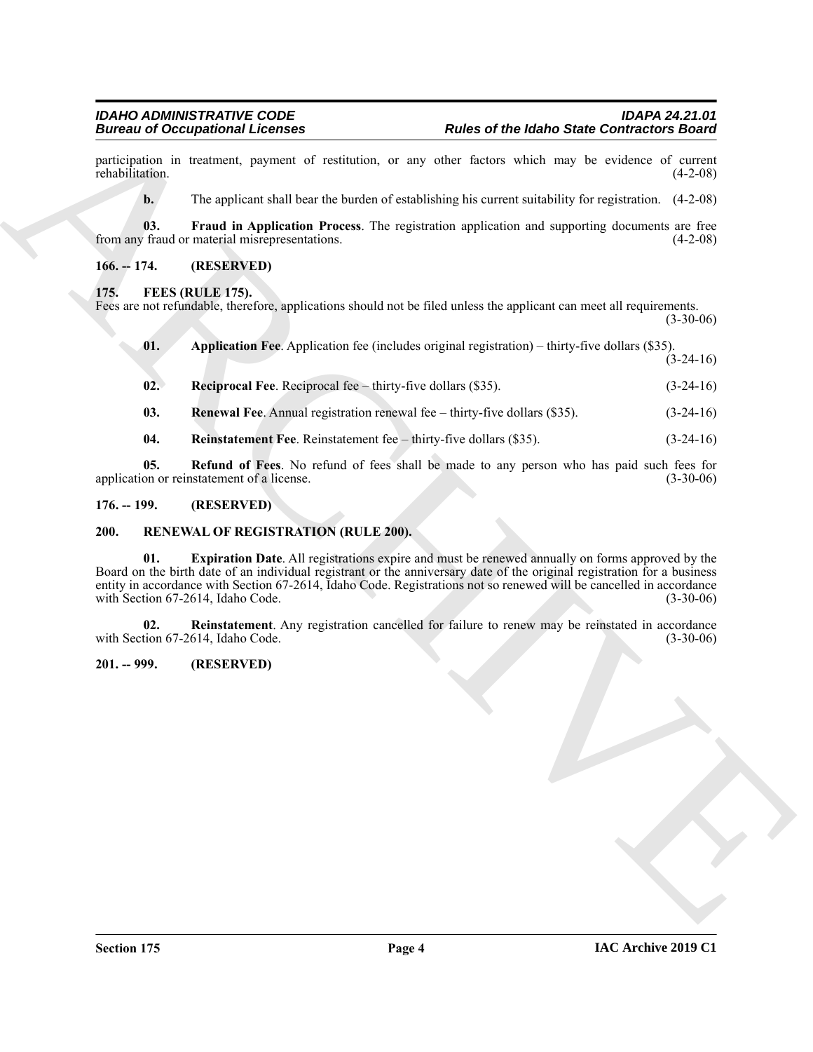participation in treatment, payment of restitution, or any other factors which may be evidence of current rehabilitation. (4-2-08)

**b.** The applicant shall bear the burden of establishing his current suitability for registration. (4-2-08)

**03. Fraud in Application Process**. The registration application and supporting documents are free from any fraud or material misrepresentations. (4-2-08)

### 166. -- 174. (RESERVED)

### 175. FEES (RULE 175).

Fees are not refundable, therefore, applications should not be filed unless the applicant can meet all requirements. (3-30-06)

**01. Application Fee**. Application fee (includes original registration) – thirty-five dollars ($35). (3-24-16)

**02. Reciprocal Fee**. Reciprocal fee – thirty-five dollars ($35). (3-24-16)

**03. Renewal Fee**. Annual registration renewal fee – thirty-five dollars ($35). (3-24-16)

**04. Reinstatement Fee**. Reinstatement fee – thirty-five dollars ($35). (3-24-16)

**05. Refund of Fees**. No refund of fees shall be made to any person who has paid such fees for application or reinstatement of a license. (3-30-06)

### 176. -- 199. (RESERVED)

### 200. RENEWAL OF REGISTRATION (RULE 200).

**01. Expiration Date**. All registrations expire and must be renewed annually on forms approved by the Board on the birth date of an individual registrant or the anniversary date of the original registration for a business entity in accordance with Section 67-2614, Idaho Code. Registrations not so renewed will be cancelled in accordance with Section 67-2614, Idaho Code. (3-30-06)

**02. Reinstatement**. Any registration cancelled for failure to renew may be reinstated in accordance with Section 67-2614, Idaho Code. (3-30-06)

### 201. -- 999. (RESERVED)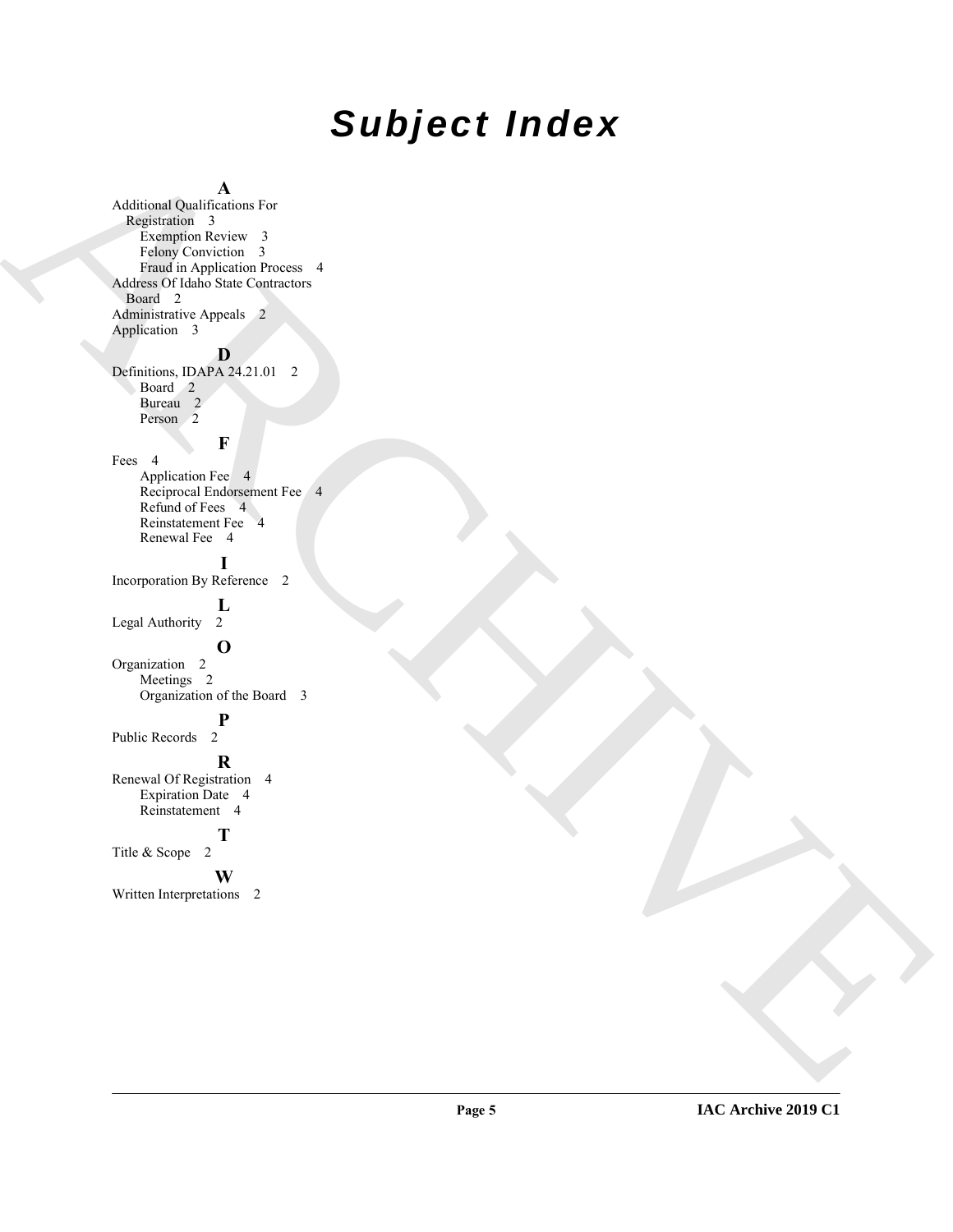# Subject Index

**A**

Additional Qualifications For Registration 3
- Exemption Review 3
- Felony Conviction 3
- Fraud in Application Process 4

Address Of Idaho State Contractors Board 2

Administrative Appeals 2

Application 3

**D**

Definitions, IDAPA 24.21.01 2
- Board 2
- Bureau 2
- Person 2

**F**

Fees 4
- Application Fee 4
- Reciprocal Endorsement Fee 4
- Refund of Fees 4
- Reinstatement Fee 4
- Renewal Fee 4

**I**

Incorporation By Reference 2

**L**

Legal Authority 2

**O**

Organization 2
- Meetings 2
- Organization of the Board 3

**P**

Public Records 2

**R**

Renewal Of Registration 4
- Expiration Date 4
- Reinstatement 4

**T**

Title & Scope 2

**W**

Written Interpretations 2